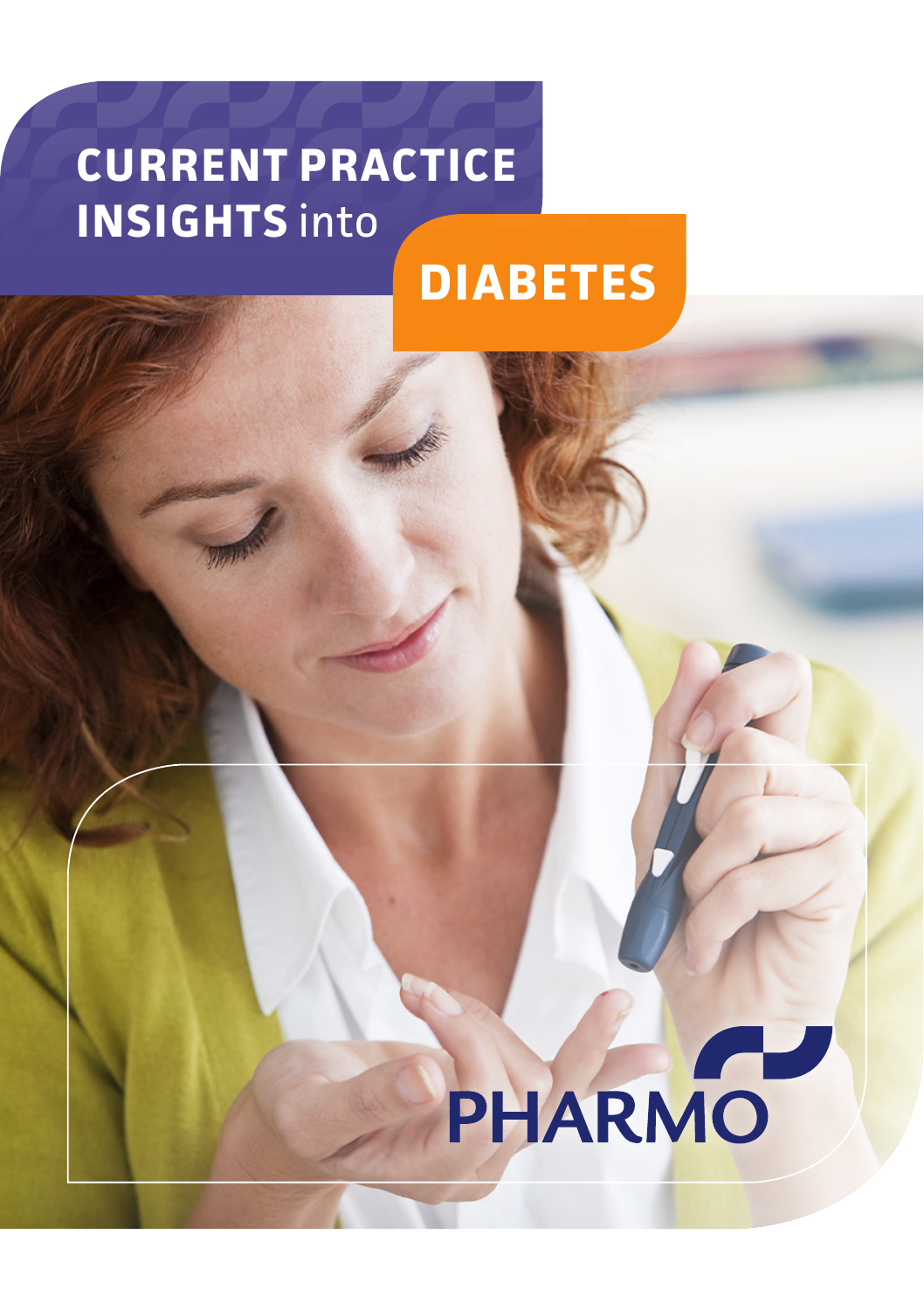# CURRENT PRACTICE INSIGHTS into DIABETES

PHARMO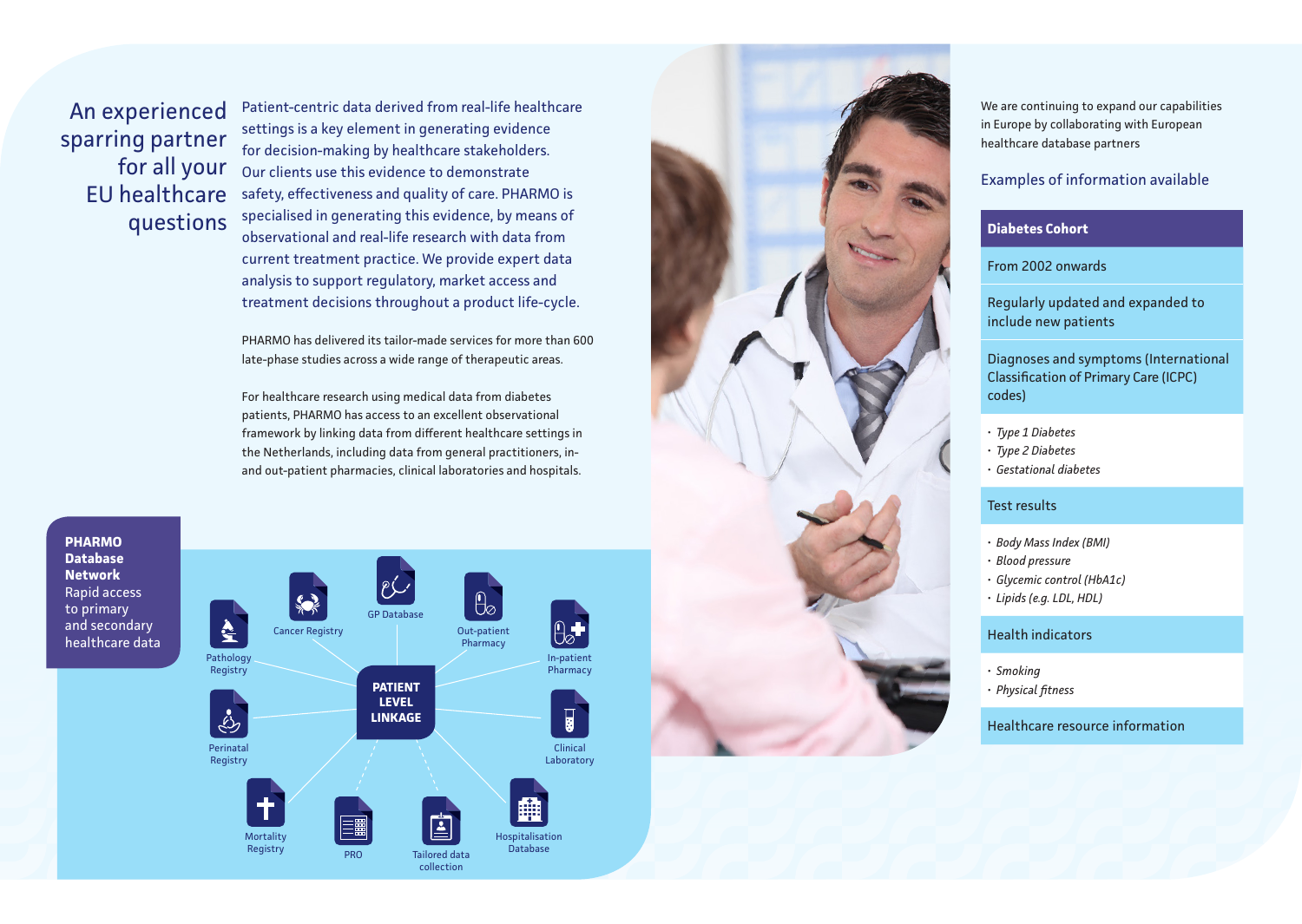## An experienced sparring partner for all your EU healthcare questions

Patient-centric data derived from real-life healthcare settings is a key element in generating evidence for decision-making by healthcare stakeholders. Our clients use this evidence to demonstrate safety, effectiveness and quality of care. PHARMO is specialised in generating this evidence, by means of observational and real-life research with data from current treatment practice. We provide expert data analysis to support regulatory, market access and treatment decisions throughout a product life-cycle.

PHARMO has delivered its tailor-made services for more than 600 late-phase studies across a wide range of therapeutic areas.

For healthcare research using medical data from diabetes patients, PHARMO has access to an excellent observational framework by linking data from different healthcare settings in the Netherlands, including data from general practitioners, in- and out-patient pharmacies, clinical laboratories and hospitals.

**PHARMO Database Network**
Rapid access to primary and secondary healthcare data

**PATIENT LEVEL LINKAGE**

- Pathology Registry
- Cancer Registry
- GP Database
- Out-patient Pharmacy
- In-patient Pharmacy
- Perinatal Registry
- Clinical Laboratory
- Mortality Registry
- PRO
- Tailored data collection
- Hospitalisation Database

We are continuing to expand our capabilities in Europe by collaborating with European healthcare database partners

### Examples of information available

**Diabetes Cohort**

From 2002 onwards

Regularly updated and expanded to include new patients

Diagnoses and symptoms (International Classification of Primary Care (ICPC) codes)

- *Type 1 Diabetes*
- *Type 2 Diabetes*
- *Gestational diabetes*

Test results

- *Body Mass Index (BMI)*
- *Blood pressure*
- *Glycemic control (HbA1c)*
- *Lipids (e.g. LDL, HDL)*

Health indicators

- *Smoking*
- *Physical fitness*

Healthcare resource information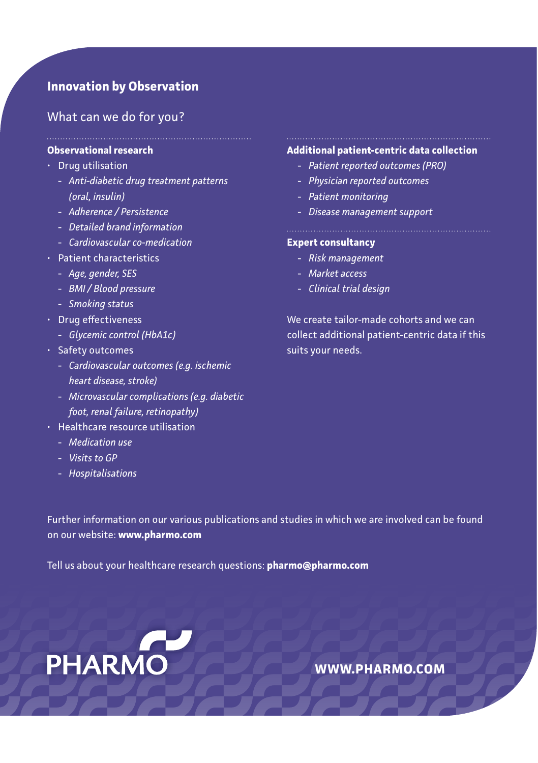## Innovation by Observation

What can we do for you?

### Observational research

- Drug utilisation
  - *Anti-diabetic drug treatment patterns (oral, insulin)*
  - *Adherence / Persistence*
  - *Detailed brand information*
  - *Cardiovascular co-medication*
- Patient characteristics
  - *Age, gender, SES*
  - *BMI / Blood pressure*
  - *Smoking status*
- Drug effectiveness
  - *Glycemic control (HbA1c)*
- Safety outcomes
  - *Cardiovascular outcomes (e.g. ischemic heart disease, stroke)*
  - *Microvascular complications (e.g. diabetic foot, renal failure, retinopathy)*
- Healthcare resource utilisation
  - *Medication use*
  - *Visits to GP*
  - *Hospitalisations*

### Additional patient-centric data collection

- *Patient reported outcomes (PRO)*
- *Physician reported outcomes*
- *Patient monitoring*
- *Disease management support*

### Expert consultancy

- *Risk management*
- *Market access*
- *Clinical trial design*

We create tailor-made cohorts and we can collect additional patient-centric data if this suits your needs.

Further information on our various publications and studies in which we are involved can be found on our website: **www.pharmo.com**

Tell us about your healthcare research questions: **pharmo@pharmo.com**

PHARMO

**WWW.PHARMO.COM**